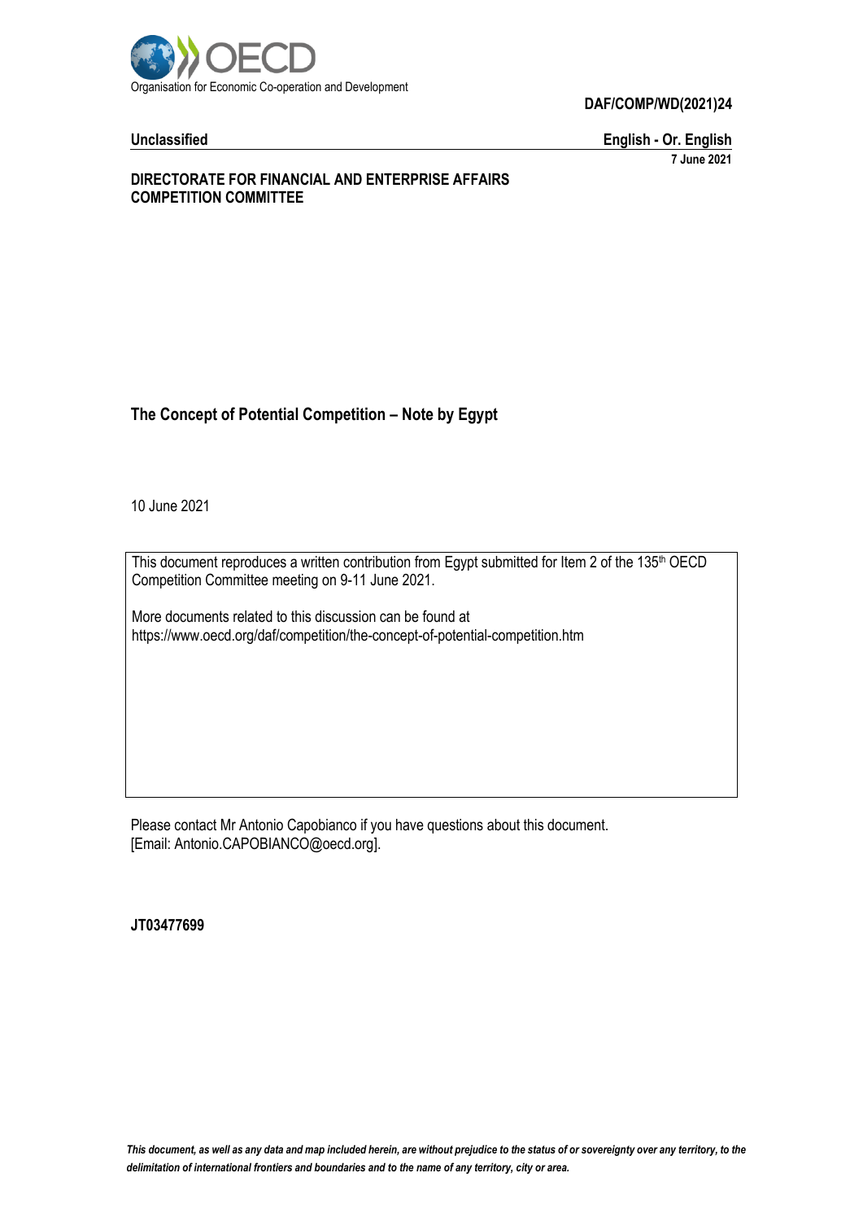Organisation for Economic Co-operation and Development

**DAF/COMP/WD(2021)24**

**Unclassified** **English - Or. English**

**7 June 2021**

**DIRECTORATE FOR FINANCIAL AND ENTERPRISE AFFAIRS**
**COMPETITION COMMITTEE**

# The Concept of Potential Competition – Note by Egypt

10 June 2021

This document reproduces a written contribution from Egypt submitted for Item 2 of the 135th OECD Competition Committee meeting on 9-11 June 2021.

More documents related to this discussion can be found at
https://www.oecd.org/daf/competition/the-concept-of-potential-competition.htm

Please contact Mr Antonio Capobianco if you have questions about this document.
[Email: Antonio.CAPOBIANCO@oecd.org].

**JT03477699**

*This document, as well as any data and map included herein, are without prejudice to the status of or sovereignty over any territory, to the delimitation of international frontiers and boundaries and to the name of any territory, city or area.*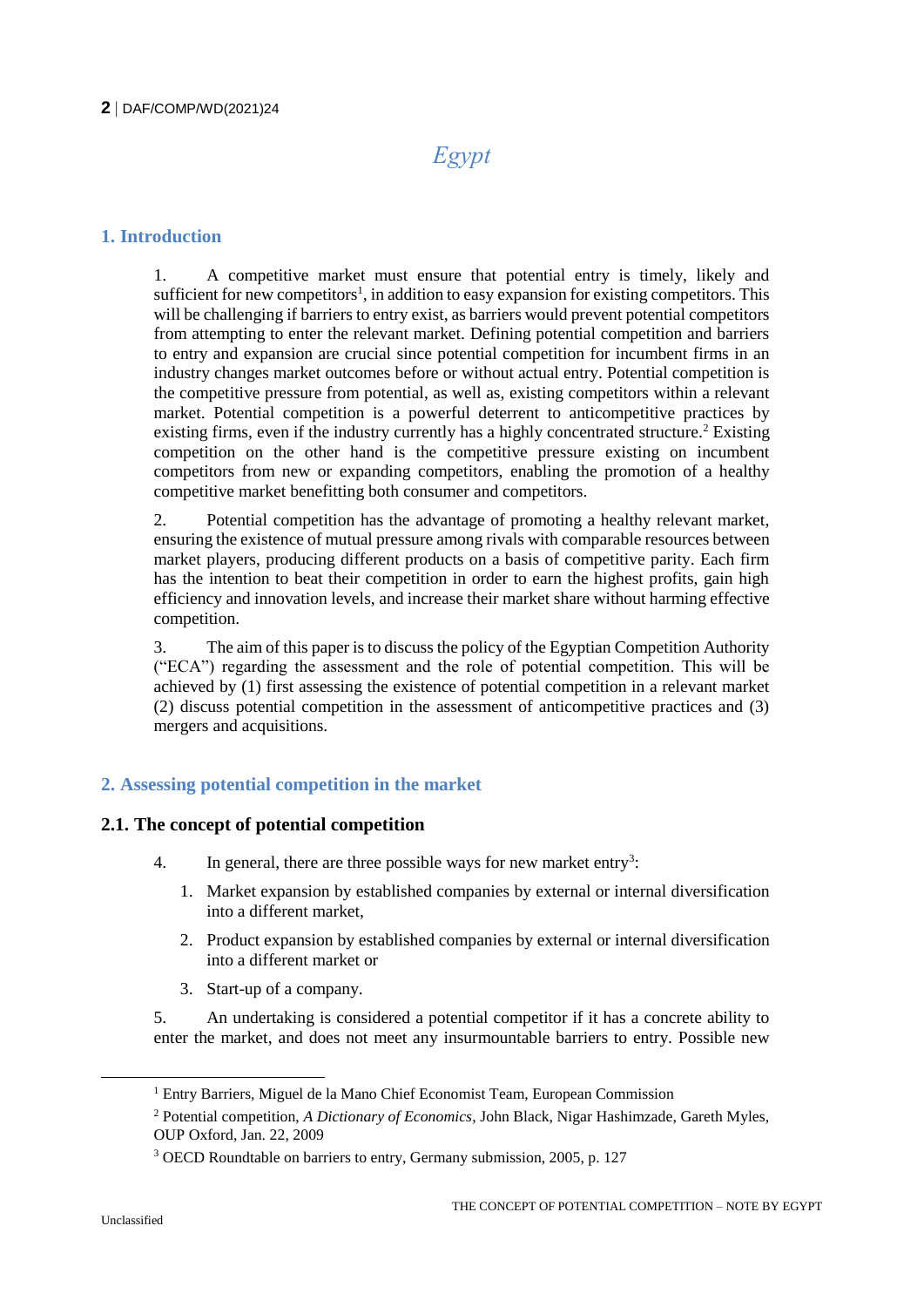# Egypt

## 1. Introduction

1. A competitive market must ensure that potential entry is timely, likely and sufficient for new competitors[1], in addition to easy expansion for existing competitors. This will be challenging if barriers to entry exist, as barriers would prevent potential competitors from attempting to enter the relevant market. Defining potential competition and barriers to entry and expansion are crucial since potential competition for incumbent firms in an industry changes market outcomes before or without actual entry. Potential competition is the competitive pressure from potential, as well as, existing competitors within a relevant market. Potential competition is a powerful deterrent to anticompetitive practices by existing firms, even if the industry currently has a highly concentrated structure.[2] Existing competition on the other hand is the competitive pressure existing on incumbent competitors from new or expanding competitors, enabling the promotion of a healthy competitive market benefitting both consumer and competitors.

2. Potential competition has the advantage of promoting a healthy relevant market, ensuring the existence of mutual pressure among rivals with comparable resources between market players, producing different products on a basis of competitive parity. Each firm has the intention to beat their competition in order to earn the highest profits, gain high efficiency and innovation levels, and increase their market share without harming effective competition.

3. The aim of this paper is to discuss the policy of the Egyptian Competition Authority ("ECA") regarding the assessment and the role of potential competition. This will be achieved by (1) first assessing the existence of potential competition in a relevant market (2) discuss potential competition in the assessment of anticompetitive practices and (3) mergers and acquisitions.

## 2. Assessing potential competition in the market

### 2.1. The concept of potential competition

4. In general, there are three possible ways for new market entry[3]:

1. Market expansion by established companies by external or internal diversification into a different market,
2. Product expansion by established companies by external or internal diversification into a different market or
3. Start-up of a company.

5. An undertaking is considered a potential competitor if it has a concrete ability to enter the market, and does not meet any insurmountable barriers to entry. Possible new

---

[1] Entry Barriers, Miguel de la Mano Chief Economist Team, European Commission

[2] Potential competition, *A Dictionary of Economics*, John Black, Nigar Hashimzade, Gareth Myles, OUP Oxford, Jan. 22, 2009

[3] OECD Roundtable on barriers to entry, Germany submission, 2005, p. 127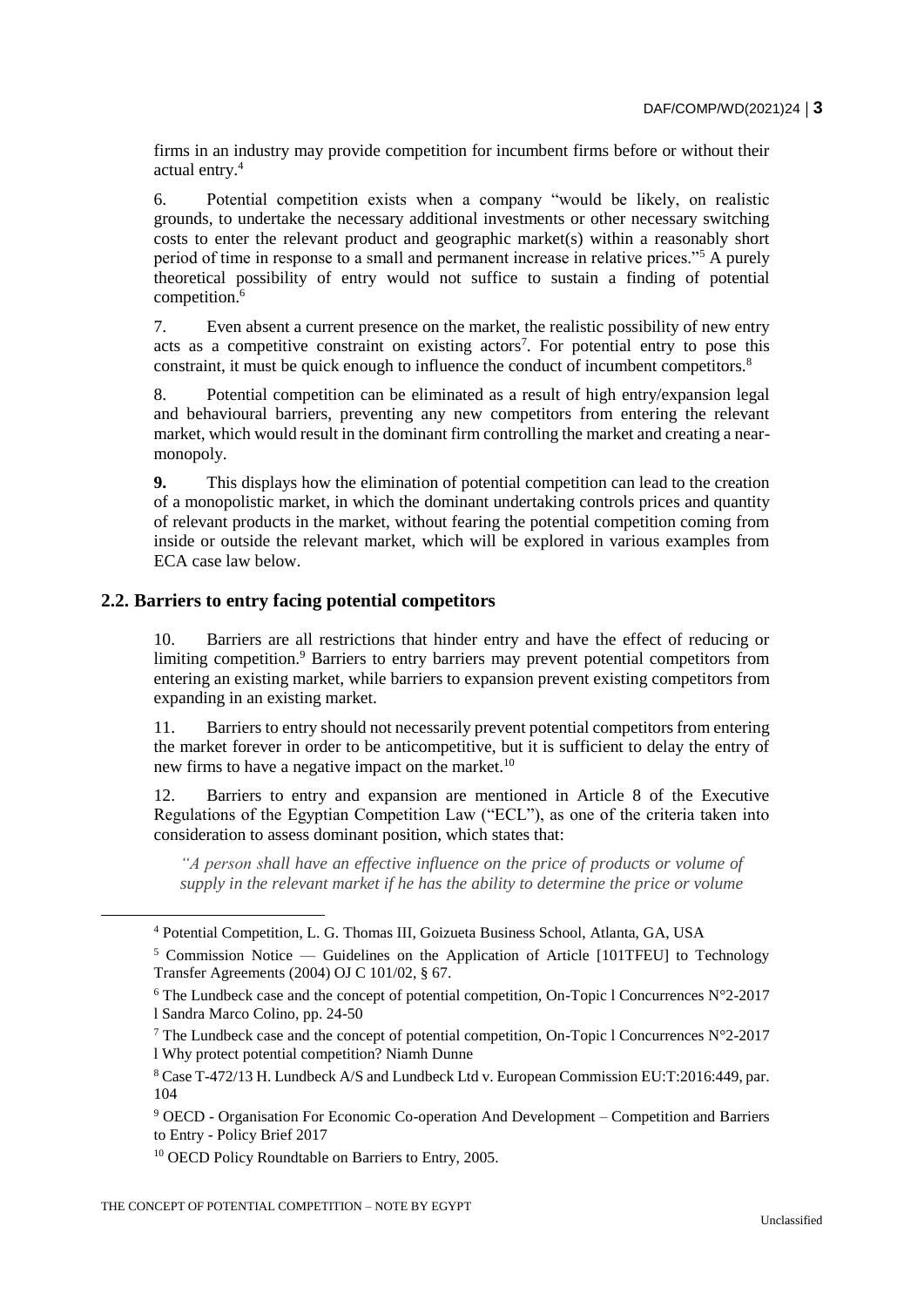firms in an industry may provide competition for incumbent firms before or without their actual entry.[4]

6. Potential competition exists when a company "would be likely, on realistic grounds, to undertake the necessary additional investments or other necessary switching costs to enter the relevant product and geographic market(s) within a reasonably short period of time in response to a small and permanent increase in relative prices."[5] A purely theoretical possibility of entry would not suffice to sustain a finding of potential competition.[6]

7. Even absent a current presence on the market, the realistic possibility of new entry acts as a competitive constraint on existing actors[7]. For potential entry to pose this constraint, it must be quick enough to influence the conduct of incumbent competitors.[8]

8. Potential competition can be eliminated as a result of high entry/expansion legal and behavioural barriers, preventing any new competitors from entering the relevant market, which would result in the dominant firm controlling the market and creating a near-monopoly.

**9.** This displays how the elimination of potential competition can lead to the creation of a monopolistic market, in which the dominant undertaking controls prices and quantity of relevant products in the market, without fearing the potential competition coming from inside or outside the relevant market, which will be explored in various examples from ECA case law below.

## 2.2. Barriers to entry facing potential competitors

10. Barriers are all restrictions that hinder entry and have the effect of reducing or limiting competition.[9] Barriers to entry barriers may prevent potential competitors from entering an existing market, while barriers to expansion prevent existing competitors from expanding in an existing market.

11. Barriers to entry should not necessarily prevent potential competitors from entering the market forever in order to be anticompetitive, but it is sufficient to delay the entry of new firms to have a negative impact on the market.[10]

12. Barriers to entry and expansion are mentioned in Article 8 of the Executive Regulations of the Egyptian Competition Law ("ECL"), as one of the criteria taken into consideration to assess dominant position, which states that:

*"A person shall have an effective influence on the price of products or volume of supply in the relevant market if he has the ability to determine the price or volume*

---

[4] Potential Competition, L. G. Thomas III, Goizueta Business School, Atlanta, GA, USA

[5] Commission Notice — Guidelines on the Application of Article [101TFEU] to Technology Transfer Agreements (2004) OJ C 101/02, § 67.

[6] The Lundbeck case and the concept of potential competition, On-Topic l Concurrences N°2-2017 l Sandra Marco Colino, pp. 24-50

[7] The Lundbeck case and the concept of potential competition, On-Topic l Concurrences N°2-2017 l Why protect potential competition? Niamh Dunne

[8] Case T-472/13 H. Lundbeck A/S and Lundbeck Ltd v. European Commission EU:T:2016:449, par. 104

[9] OECD - Organisation For Economic Co-operation And Development – Competition and Barriers to Entry - Policy Brief 2017

[10] OECD Policy Roundtable on Barriers to Entry, 2005.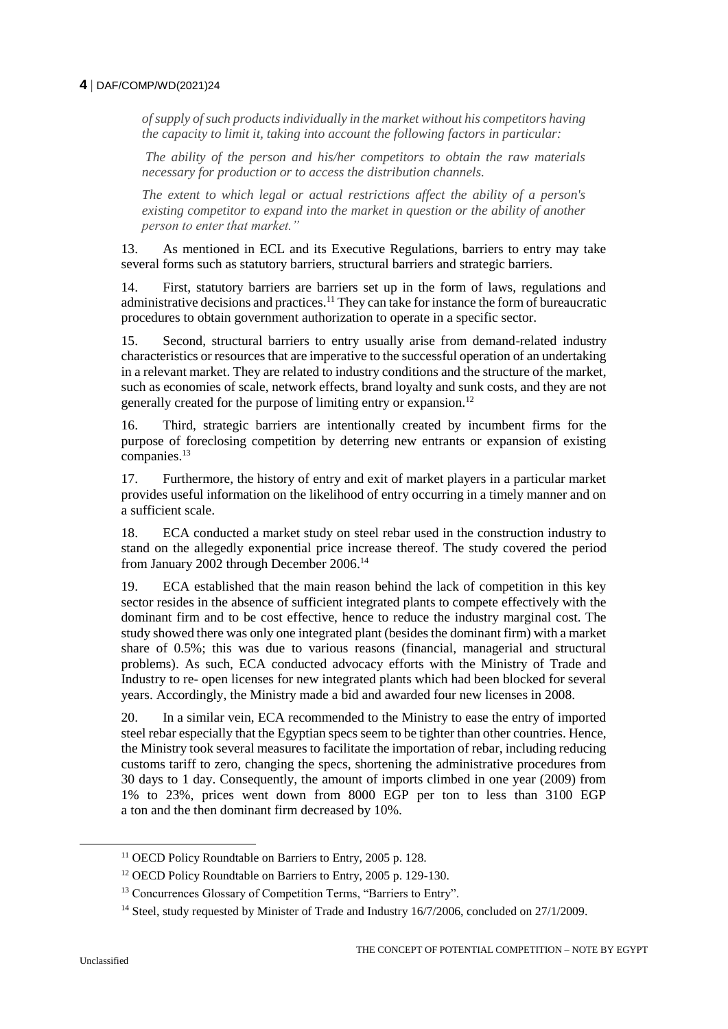*of supply of such products individually in the market without his competitors having the capacity to limit it, taking into account the following factors in particular:*

*The ability of the person and his/her competitors to obtain the raw materials necessary for production or to access the distribution channels.*

*The extent to which legal or actual restrictions affect the ability of a person's existing competitor to expand into the market in question or the ability of another person to enter that market."*

13. As mentioned in ECL and its Executive Regulations, barriers to entry may take several forms such as statutory barriers, structural barriers and strategic barriers.

14. First, statutory barriers are barriers set up in the form of laws, regulations and administrative decisions and practices.[11] They can take for instance the form of bureaucratic procedures to obtain government authorization to operate in a specific sector.

15. Second, structural barriers to entry usually arise from demand-related industry characteristics or resources that are imperative to the successful operation of an undertaking in a relevant market. They are related to industry conditions and the structure of the market, such as economies of scale, network effects, brand loyalty and sunk costs, and they are not generally created for the purpose of limiting entry or expansion.[12]

16. Third, strategic barriers are intentionally created by incumbent firms for the purpose of foreclosing competition by deterring new entrants or expansion of existing companies.[13]

17. Furthermore, the history of entry and exit of market players in a particular market provides useful information on the likelihood of entry occurring in a timely manner and on a sufficient scale.

18. ECA conducted a market study on steel rebar used in the construction industry to stand on the allegedly exponential price increase thereof. The study covered the period from January 2002 through December 2006.[14]

19. ECA established that the main reason behind the lack of competition in this key sector resides in the absence of sufficient integrated plants to compete effectively with the dominant firm and to be cost effective, hence to reduce the industry marginal cost. The study showed there was only one integrated plant (besides the dominant firm) with a market share of 0.5%; this was due to various reasons (financial, managerial and structural problems). As such, ECA conducted advocacy efforts with the Ministry of Trade and Industry to re- open licenses for new integrated plants which had been blocked for several years. Accordingly, the Ministry made a bid and awarded four new licenses in 2008.

20. In a similar vein, ECA recommended to the Ministry to ease the entry of imported steel rebar especially that the Egyptian specs seem to be tighter than other countries. Hence, the Ministry took several measures to facilitate the importation of rebar, including reducing customs tariff to zero, changing the specs, shortening the administrative procedures from 30 days to 1 day. Consequently, the amount of imports climbed in one year (2009) from 1% to 23%, prices went down from 8000 EGP per ton to less than 3100 EGP a ton and the then dominant firm decreased by 10%.

[11] OECD Policy Roundtable on Barriers to Entry, 2005 p. 128.

[12] OECD Policy Roundtable on Barriers to Entry, 2005 p. 129-130.

[13] Concurrences Glossary of Competition Terms, "Barriers to Entry".

[14] Steel, study requested by Minister of Trade and Industry 16/7/2006, concluded on 27/1/2009.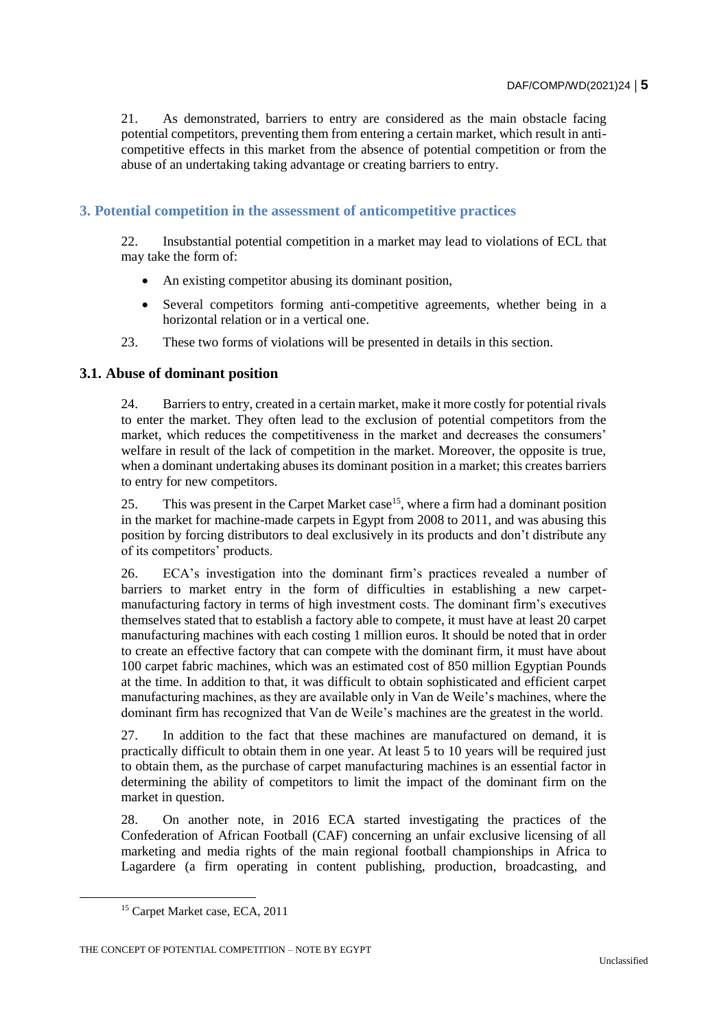21. As demonstrated, barriers to entry are considered as the main obstacle facing potential competitors, preventing them from entering a certain market, which result in anti-competitive effects in this market from the absence of potential competition or from the abuse of an undertaking taking advantage or creating barriers to entry.

## 3. Potential competition in the assessment of anticompetitive practices

22. Insubstantial potential competition in a market may lead to violations of ECL that may take the form of:

- An existing competitor abusing its dominant position,
- Several competitors forming anti-competitive agreements, whether being in a horizontal relation or in a vertical one.

23. These two forms of violations will be presented in details in this section.

### 3.1. Abuse of dominant position

24. Barriers to entry, created in a certain market, make it more costly for potential rivals to enter the market. They often lead to the exclusion of potential competitors from the market, which reduces the competitiveness in the market and decreases the consumers' welfare in result of the lack of competition in the market. Moreover, the opposite is true, when a dominant undertaking abuses its dominant position in a market; this creates barriers to entry for new competitors.

25. This was present in the Carpet Market case[15], where a firm had a dominant position in the market for machine-made carpets in Egypt from 2008 to 2011, and was abusing this position by forcing distributors to deal exclusively in its products and don't distribute any of its competitors' products.

26. ECA's investigation into the dominant firm's practices revealed a number of barriers to market entry in the form of difficulties in establishing a new carpet-manufacturing factory in terms of high investment costs. The dominant firm's executives themselves stated that to establish a factory able to compete, it must have at least 20 carpet manufacturing machines with each costing 1 million euros. It should be noted that in order to create an effective factory that can compete with the dominant firm, it must have about 100 carpet fabric machines, which was an estimated cost of 850 million Egyptian Pounds at the time. In addition to that, it was difficult to obtain sophisticated and efficient carpet manufacturing machines, as they are available only in Van de Weile's machines, where the dominant firm has recognized that Van de Weile's machines are the greatest in the world.

27. In addition to the fact that these machines are manufactured on demand, it is practically difficult to obtain them in one year. At least 5 to 10 years will be required just to obtain them, as the purchase of carpet manufacturing machines is an essential factor in determining the ability of competitors to limit the impact of the dominant firm on the market in question.

28. On another note, in 2016 ECA started investigating the practices of the Confederation of African Football (CAF) concerning an unfair exclusive licensing of all marketing and media rights of the main regional football championships in Africa to Lagardere (a firm operating in content publishing, production, broadcasting, and

[15] Carpet Market case, ECA, 2011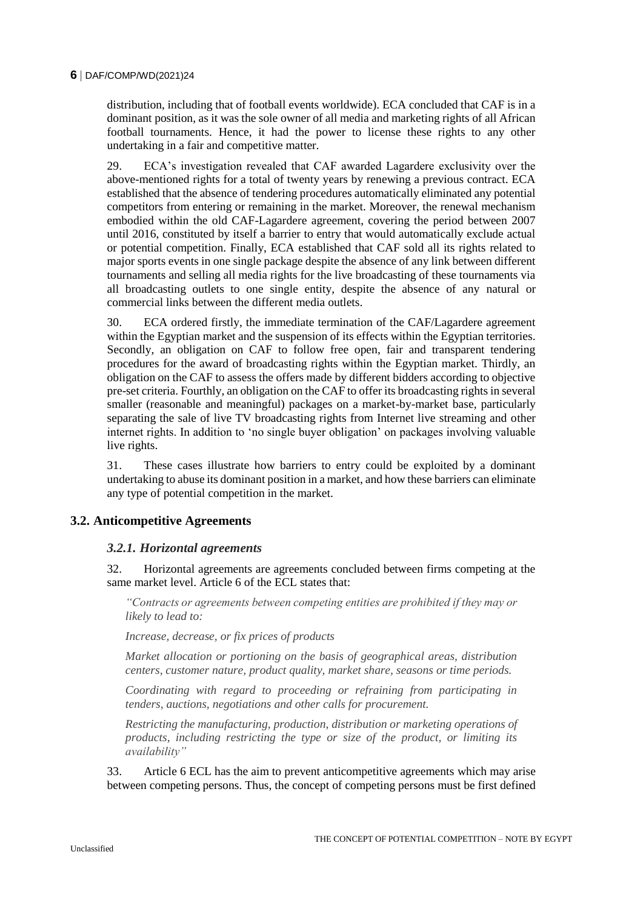distribution, including that of football events worldwide). ECA concluded that CAF is in a dominant position, as it was the sole owner of all media and marketing rights of all African football tournaments. Hence, it had the power to license these rights to any other undertaking in a fair and competitive matter.

29. ECA's investigation revealed that CAF awarded Lagardere exclusivity over the above-mentioned rights for a total of twenty years by renewing a previous contract. ECA established that the absence of tendering procedures automatically eliminated any potential competitors from entering or remaining in the market. Moreover, the renewal mechanism embodied within the old CAF-Lagardere agreement, covering the period between 2007 until 2016, constituted by itself a barrier to entry that would automatically exclude actual or potential competition. Finally, ECA established that CAF sold all its rights related to major sports events in one single package despite the absence of any link between different tournaments and selling all media rights for the live broadcasting of these tournaments via all broadcasting outlets to one single entity, despite the absence of any natural or commercial links between the different media outlets.

30. ECA ordered firstly, the immediate termination of the CAF/Lagardere agreement within the Egyptian market and the suspension of its effects within the Egyptian territories. Secondly, an obligation on CAF to follow free open, fair and transparent tendering procedures for the award of broadcasting rights within the Egyptian market. Thirdly, an obligation on the CAF to assess the offers made by different bidders according to objective pre-set criteria. Fourthly, an obligation on the CAF to offer its broadcasting rights in several smaller (reasonable and meaningful) packages on a market-by-market base, particularly separating the sale of live TV broadcasting rights from Internet live streaming and other internet rights. In addition to 'no single buyer obligation' on packages involving valuable live rights.

31. These cases illustrate how barriers to entry could be exploited by a dominant undertaking to abuse its dominant position in a market, and how these barriers can eliminate any type of potential competition in the market.

## 3.2. Anticompetitive Agreements

### *3.2.1. Horizontal agreements*

32. Horizontal agreements are agreements concluded between firms competing at the same market level. Article 6 of the ECL states that:

> *"Contracts or agreements between competing entities are prohibited if they may or likely to lead to:*
>
> *Increase, decrease, or fix prices of products*
>
> *Market allocation or portioning on the basis of geographical areas, distribution centers, customer nature, product quality, market share, seasons or time periods.*
>
> *Coordinating with regard to proceeding or refraining from participating in tenders, auctions, negotiations and other calls for procurement.*
>
> *Restricting the manufacturing, production, distribution or marketing operations of products, including restricting the type or size of the product, or limiting its availability"*

33. Article 6 ECL has the aim to prevent anticompetitive agreements which may arise between competing persons. Thus, the concept of competing persons must be first defined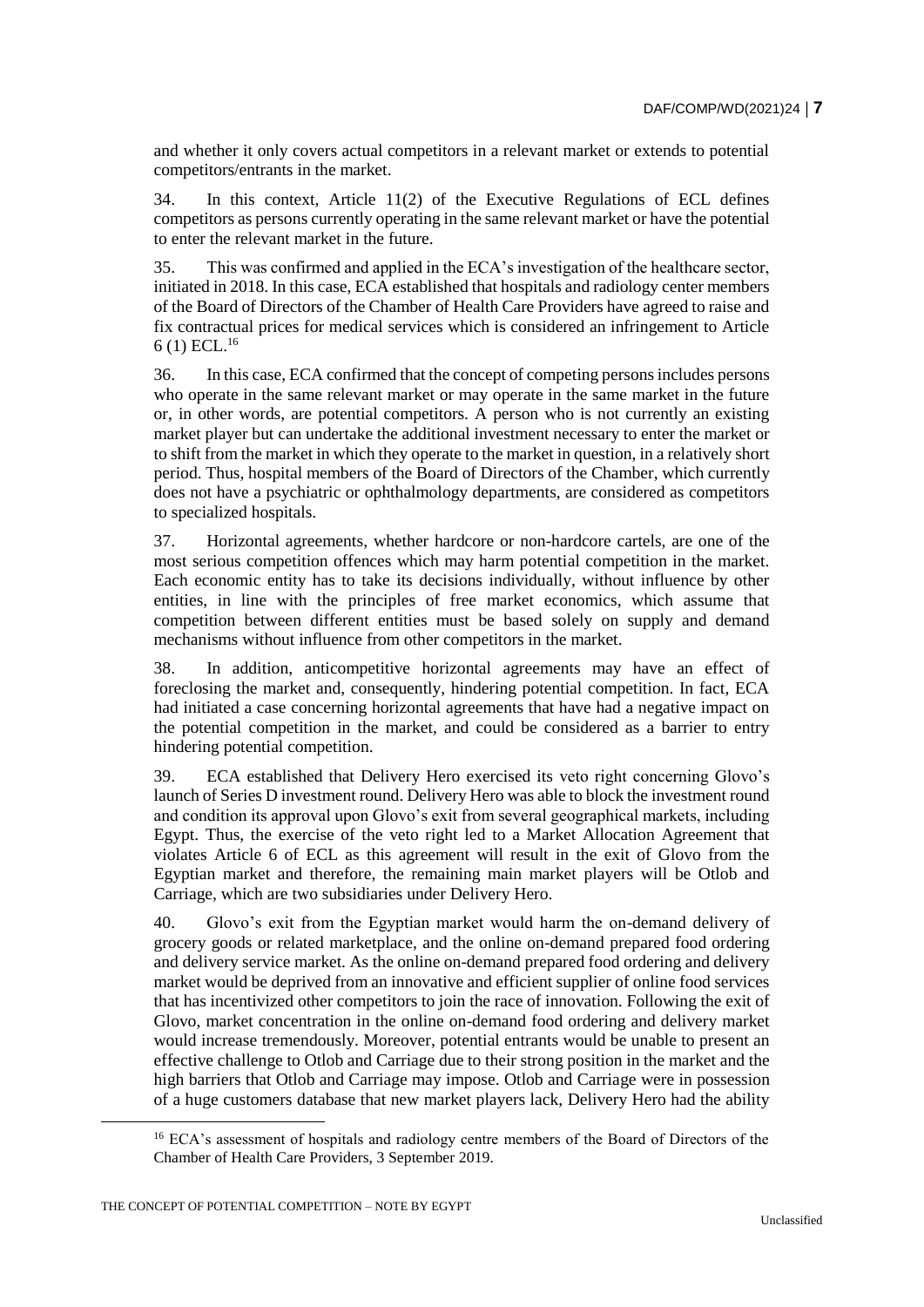and whether it only covers actual competitors in a relevant market or extends to potential competitors/entrants in the market.

34. In this context, Article 11(2) of the Executive Regulations of ECL defines competitors as persons currently operating in the same relevant market or have the potential to enter the relevant market in the future.

35. This was confirmed and applied in the ECA's investigation of the healthcare sector, initiated in 2018. In this case, ECA established that hospitals and radiology center members of the Board of Directors of the Chamber of Health Care Providers have agreed to raise and fix contractual prices for medical services which is considered an infringement to Article 6 (1) ECL.[16]

36. In this case, ECA confirmed that the concept of competing persons includes persons who operate in the same relevant market or may operate in the same market in the future or, in other words, are potential competitors. A person who is not currently an existing market player but can undertake the additional investment necessary to enter the market or to shift from the market in which they operate to the market in question, in a relatively short period. Thus, hospital members of the Board of Directors of the Chamber, which currently does not have a psychiatric or ophthalmology departments, are considered as competitors to specialized hospitals.

37. Horizontal agreements, whether hardcore or non-hardcore cartels, are one of the most serious competition offences which may harm potential competition in the market. Each economic entity has to take its decisions individually, without influence by other entities, in line with the principles of free market economics, which assume that competition between different entities must be based solely on supply and demand mechanisms without influence from other competitors in the market.

38. In addition, anticompetitive horizontal agreements may have an effect of foreclosing the market and, consequently, hindering potential competition. In fact, ECA had initiated a case concerning horizontal agreements that have had a negative impact on the potential competition in the market, and could be considered as a barrier to entry hindering potential competition.

39. ECA established that Delivery Hero exercised its veto right concerning Glovo's launch of Series D investment round. Delivery Hero was able to block the investment round and condition its approval upon Glovo's exit from several geographical markets, including Egypt. Thus, the exercise of the veto right led to a Market Allocation Agreement that violates Article 6 of ECL as this agreement will result in the exit of Glovo from the Egyptian market and therefore, the remaining main market players will be Otlob and Carriage, which are two subsidiaries under Delivery Hero.

40. Glovo's exit from the Egyptian market would harm the on-demand delivery of grocery goods or related marketplace, and the online on-demand prepared food ordering and delivery service market. As the online on-demand prepared food ordering and delivery market would be deprived from an innovative and efficient supplier of online food services that has incentivized other competitors to join the race of innovation. Following the exit of Glovo, market concentration in the online on-demand food ordering and delivery market would increase tremendously. Moreover, potential entrants would be unable to present an effective challenge to Otlob and Carriage due to their strong position in the market and the high barriers that Otlob and Carriage may impose. Otlob and Carriage were in possession of a huge customers database that new market players lack, Delivery Hero had the ability

[16] ECA's assessment of hospitals and radiology centre members of the Board of Directors of the Chamber of Health Care Providers, 3 September 2019.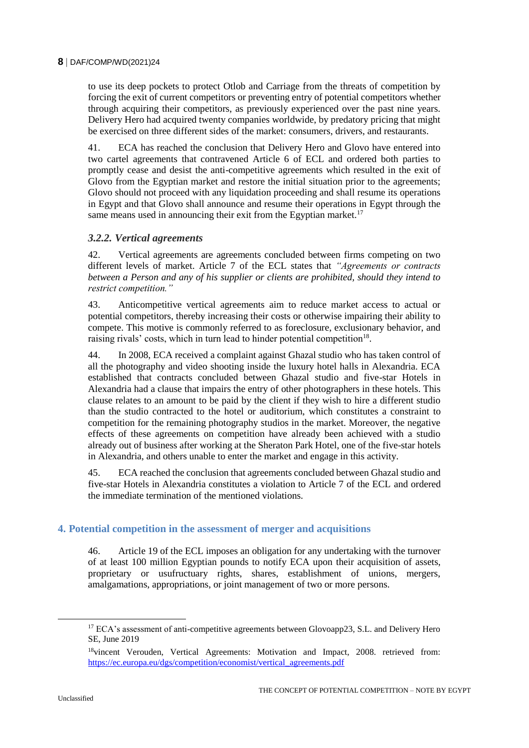to use its deep pockets to protect Otlob and Carriage from the threats of competition by forcing the exit of current competitors or preventing entry of potential competitors whether through acquiring their competitors, as previously experienced over the past nine years. Delivery Hero had acquired twenty companies worldwide, by predatory pricing that might be exercised on three different sides of the market: consumers, drivers, and restaurants.

41. ECA has reached the conclusion that Delivery Hero and Glovo have entered into two cartel agreements that contravened Article 6 of ECL and ordered both parties to promptly cease and desist the anti-competitive agreements which resulted in the exit of Glovo from the Egyptian market and restore the initial situation prior to the agreements; Glovo should not proceed with any liquidation proceeding and shall resume its operations in Egypt and that Glovo shall announce and resume their operations in Egypt through the same means used in announcing their exit from the Egyptian market.[17]

### *3.2.2. Vertical agreements*

42. Vertical agreements are agreements concluded between firms competing on two different levels of market. Article 7 of the ECL states that *"Agreements or contracts between a Person and any of his supplier or clients are prohibited, should they intend to restrict competition."*

43. Anticompetitive vertical agreements aim to reduce market access to actual or potential competitors, thereby increasing their costs or otherwise impairing their ability to compete. This motive is commonly referred to as foreclosure, exclusionary behavior, and raising rivals' costs, which in turn lead to hinder potential competition[18].

44. In 2008, ECA received a complaint against Ghazal studio who has taken control of all the photography and video shooting inside the luxury hotel halls in Alexandria. ECA established that contracts concluded between Ghazal studio and five-star Hotels in Alexandria had a clause that impairs the entry of other photographers in these hotels. This clause relates to an amount to be paid by the client if they wish to hire a different studio than the studio contracted to the hotel or auditorium, which constitutes a constraint to competition for the remaining photography studios in the market. Moreover, the negative effects of these agreements on competition have already been achieved with a studio already out of business after working at the Sheraton Park Hotel, one of the five-star hotels in Alexandria, and others unable to enter the market and engage in this activity.

45. ECA reached the conclusion that agreements concluded between Ghazal studio and five-star Hotels in Alexandria constitutes a violation to Article 7 of the ECL and ordered the immediate termination of the mentioned violations.

## 4. Potential competition in the assessment of merger and acquisitions

46. Article 19 of the ECL imposes an obligation for any undertaking with the turnover of at least 100 million Egyptian pounds to notify ECA upon their acquisition of assets, proprietary or usufructuary rights, shares, establishment of unions, mergers, amalgamations, appropriations, or joint management of two or more persons.

---

[17] ECA's assessment of anti-competitive agreements between Glovoapp23, S.L. and Delivery Hero SE, June 2019

[18] vincent Verouden, Vertical Agreements: Motivation and Impact, 2008. retrieved from: https://ec.europa.eu/dgs/competition/economist/vertical_agreements.pdf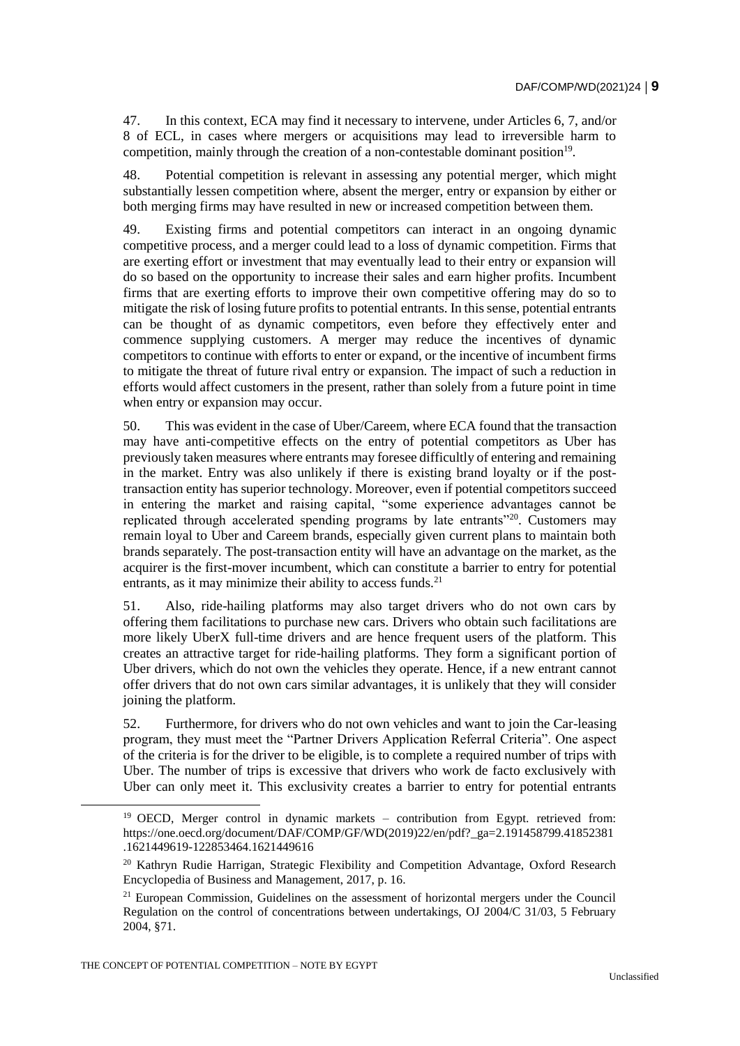47. In this context, ECA may find it necessary to intervene, under Articles 6, 7, and/or 8 of ECL, in cases where mergers or acquisitions may lead to irreversible harm to competition, mainly through the creation of a non-contestable dominant position[19].

48. Potential competition is relevant in assessing any potential merger, which might substantially lessen competition where, absent the merger, entry or expansion by either or both merging firms may have resulted in new or increased competition between them.

49. Existing firms and potential competitors can interact in an ongoing dynamic competitive process, and a merger could lead to a loss of dynamic competition. Firms that are exerting effort or investment that may eventually lead to their entry or expansion will do so based on the opportunity to increase their sales and earn higher profits. Incumbent firms that are exerting efforts to improve their own competitive offering may do so to mitigate the risk of losing future profits to potential entrants. In this sense, potential entrants can be thought of as dynamic competitors, even before they effectively enter and commence supplying customers. A merger may reduce the incentives of dynamic competitors to continue with efforts to enter or expand, or the incentive of incumbent firms to mitigate the threat of future rival entry or expansion. The impact of such a reduction in efforts would affect customers in the present, rather than solely from a future point in time when entry or expansion may occur.

50. This was evident in the case of Uber/Careem, where ECA found that the transaction may have anti-competitive effects on the entry of potential competitors as Uber has previously taken measures where entrants may foresee difficultly of entering and remaining in the market. Entry was also unlikely if there is existing brand loyalty or if the post-transaction entity has superior technology. Moreover, even if potential competitors succeed in entering the market and raising capital, "some experience advantages cannot be replicated through accelerated spending programs by late entrants"[20]. Customers may remain loyal to Uber and Careem brands, especially given current plans to maintain both brands separately. The post-transaction entity will have an advantage on the market, as the acquirer is the first-mover incumbent, which can constitute a barrier to entry for potential entrants, as it may minimize their ability to access funds.[21]

51. Also, ride-hailing platforms may also target drivers who do not own cars by offering them facilitations to purchase new cars. Drivers who obtain such facilitations are more likely UberX full-time drivers and are hence frequent users of the platform. This creates an attractive target for ride-hailing platforms. They form a significant portion of Uber drivers, which do not own the vehicles they operate. Hence, if a new entrant cannot offer drivers that do not own cars similar advantages, it is unlikely that they will consider joining the platform.

52. Furthermore, for drivers who do not own vehicles and want to join the Car-leasing program, they must meet the "Partner Drivers Application Referral Criteria". One aspect of the criteria is for the driver to be eligible, is to complete a required number of trips with Uber. The number of trips is excessive that drivers who work de facto exclusively with Uber can only meet it. This exclusivity creates a barrier to entry for potential entrants

---

[19] OECD, Merger control in dynamic markets – contribution from Egypt. retrieved from: https://one.oecd.org/document/DAF/COMP/GF/WD(2019)22/en/pdf?_ga=2.191458799.41852381.1621449619-122853464.1621449616

[20] Kathryn Rudie Harrigan, Strategic Flexibility and Competition Advantage, Oxford Research Encyclopedia of Business and Management, 2017, p. 16.

[21] European Commission, Guidelines on the assessment of horizontal mergers under the Council Regulation on the control of concentrations between undertakings, OJ 2004/C 31/03, 5 February 2004, §71.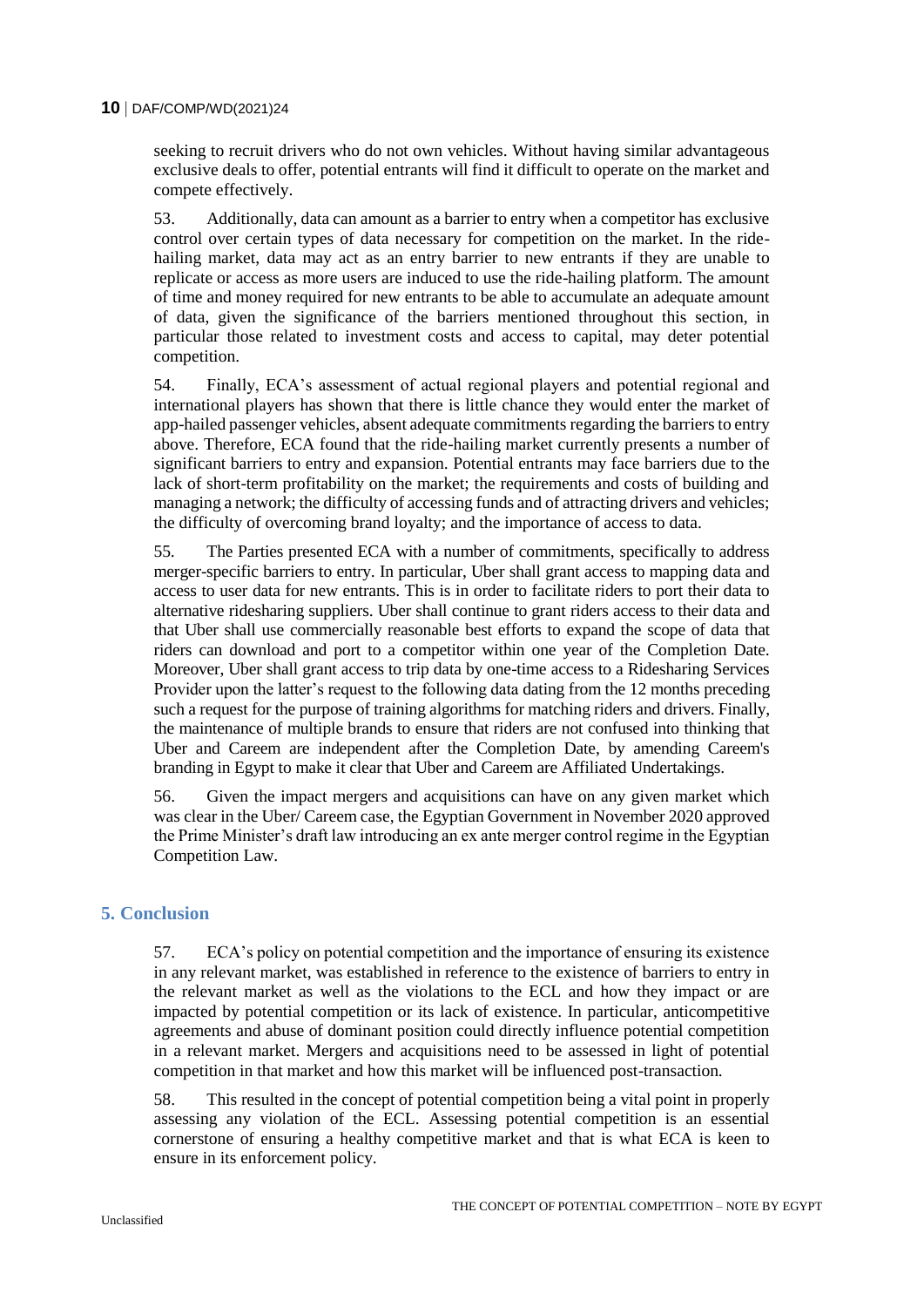seeking to recruit drivers who do not own vehicles. Without having similar advantageous exclusive deals to offer, potential entrants will find it difficult to operate on the market and compete effectively.

53. Additionally, data can amount as a barrier to entry when a competitor has exclusive control over certain types of data necessary for competition on the market. In the ride-hailing market, data may act as an entry barrier to new entrants if they are unable to replicate or access as more users are induced to use the ride-hailing platform. The amount of time and money required for new entrants to be able to accumulate an adequate amount of data, given the significance of the barriers mentioned throughout this section, in particular those related to investment costs and access to capital, may deter potential competition.

54. Finally, ECA's assessment of actual regional players and potential regional and international players has shown that there is little chance they would enter the market of app-hailed passenger vehicles, absent adequate commitments regarding the barriers to entry above. Therefore, ECA found that the ride-hailing market currently presents a number of significant barriers to entry and expansion. Potential entrants may face barriers due to the lack of short-term profitability on the market; the requirements and costs of building and managing a network; the difficulty of accessing funds and of attracting drivers and vehicles; the difficulty of overcoming brand loyalty; and the importance of access to data.

55. The Parties presented ECA with a number of commitments, specifically to address merger-specific barriers to entry. In particular, Uber shall grant access to mapping data and access to user data for new entrants. This is in order to facilitate riders to port their data to alternative ridesharing suppliers. Uber shall continue to grant riders access to their data and that Uber shall use commercially reasonable best efforts to expand the scope of data that riders can download and port to a competitor within one year of the Completion Date. Moreover, Uber shall grant access to trip data by one-time access to a Ridesharing Services Provider upon the latter's request to the following data dating from the 12 months preceding such a request for the purpose of training algorithms for matching riders and drivers. Finally, the maintenance of multiple brands to ensure that riders are not confused into thinking that Uber and Careem are independent after the Completion Date, by amending Careem's branding in Egypt to make it clear that Uber and Careem are Affiliated Undertakings.

56. Given the impact mergers and acquisitions can have on any given market which was clear in the Uber/ Careem case, the Egyptian Government in November 2020 approved the Prime Minister's draft law introducing an ex ante merger control regime in the Egyptian Competition Law.

## 5. Conclusion

57. ECA's policy on potential competition and the importance of ensuring its existence in any relevant market, was established in reference to the existence of barriers to entry in the relevant market as well as the violations to the ECL and how they impact or are impacted by potential competition or its lack of existence. In particular, anticompetitive agreements and abuse of dominant position could directly influence potential competition in a relevant market. Mergers and acquisitions need to be assessed in light of potential competition in that market and how this market will be influenced post-transaction.

58. This resulted in the concept of potential competition being a vital point in properly assessing any violation of the ECL. Assessing potential competition is an essential cornerstone of ensuring a healthy competitive market and that is what ECA is keen to ensure in its enforcement policy.